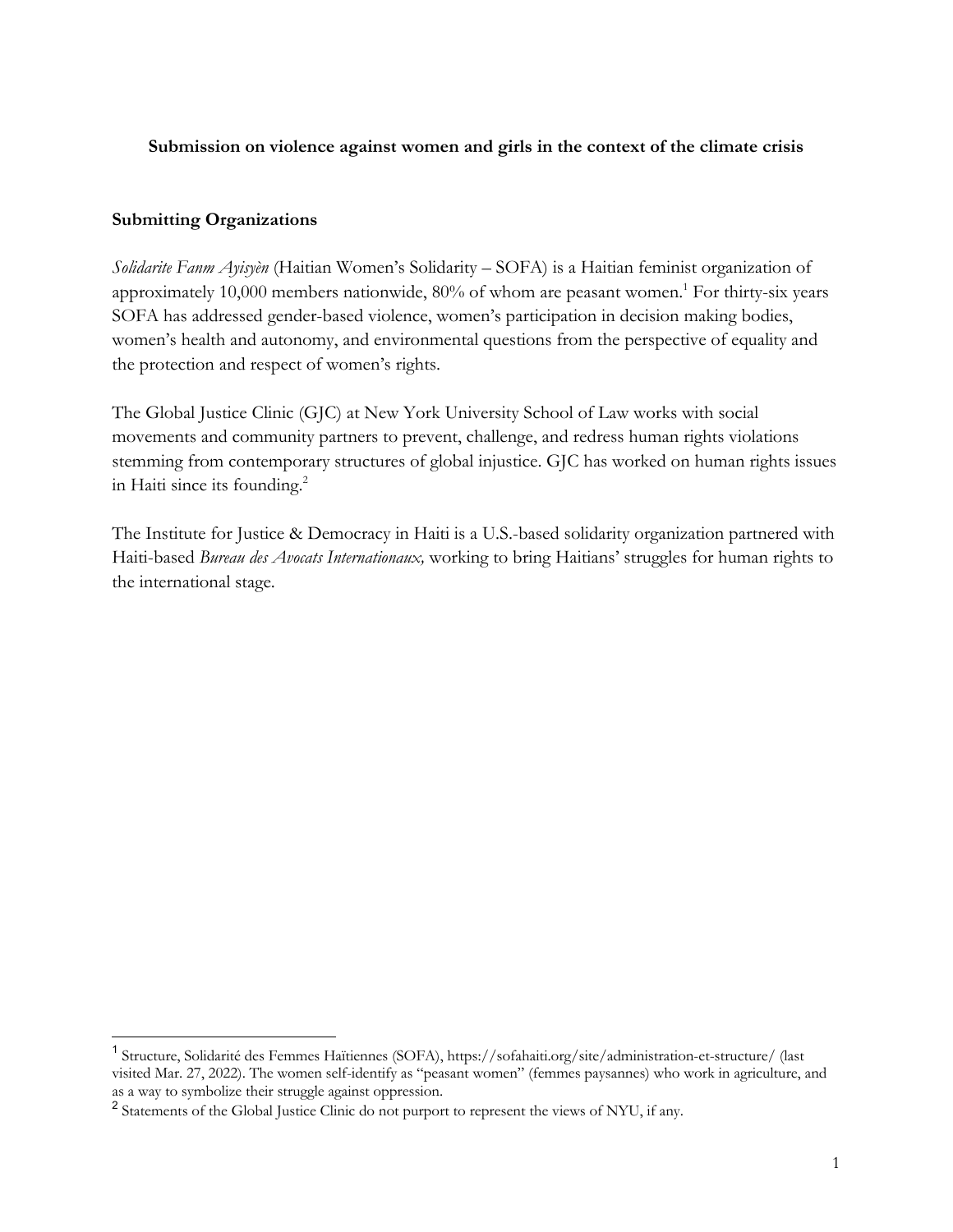**Submission on violence against women and girls in the context of the climate crisis**

## Submitting Organizations

*Solidarite Fanm Ayisyèn* (Haitian Women's Solidarity – SOFA) is a Haitian feminist organization of approximately 10,000 members nationwide, 80% of whom are peasant women.[1] For thirty-six years SOFA has addressed gender-based violence, women's participation in decision making bodies, women's health and autonomy, and environmental questions from the perspective of equality and the protection and respect of women's rights.

The Global Justice Clinic (GJC) at New York University School of Law works with social movements and community partners to prevent, challenge, and redress human rights violations stemming from contemporary structures of global injustice. GJC has worked on human rights issues in Haiti since its founding.[2]

The Institute for Justice & Democracy in Haiti is a U.S.-based solidarity organization partnered with Haiti-based *Bureau des Avocats Internationaux,* working to bring Haitians' struggles for human rights to the international stage.

---

[1] Structure, Solidarité des Femmes Haïtiennes (SOFA), https://sofahaiti.org/site/administration-et-structure/ (last visited Mar. 27, 2022). The women self-identify as "peasant women" (femmes paysannes) who work in agriculture, and as a way to symbolize their struggle against oppression.

[2] Statements of the Global Justice Clinic do not purport to represent the views of NYU, if any.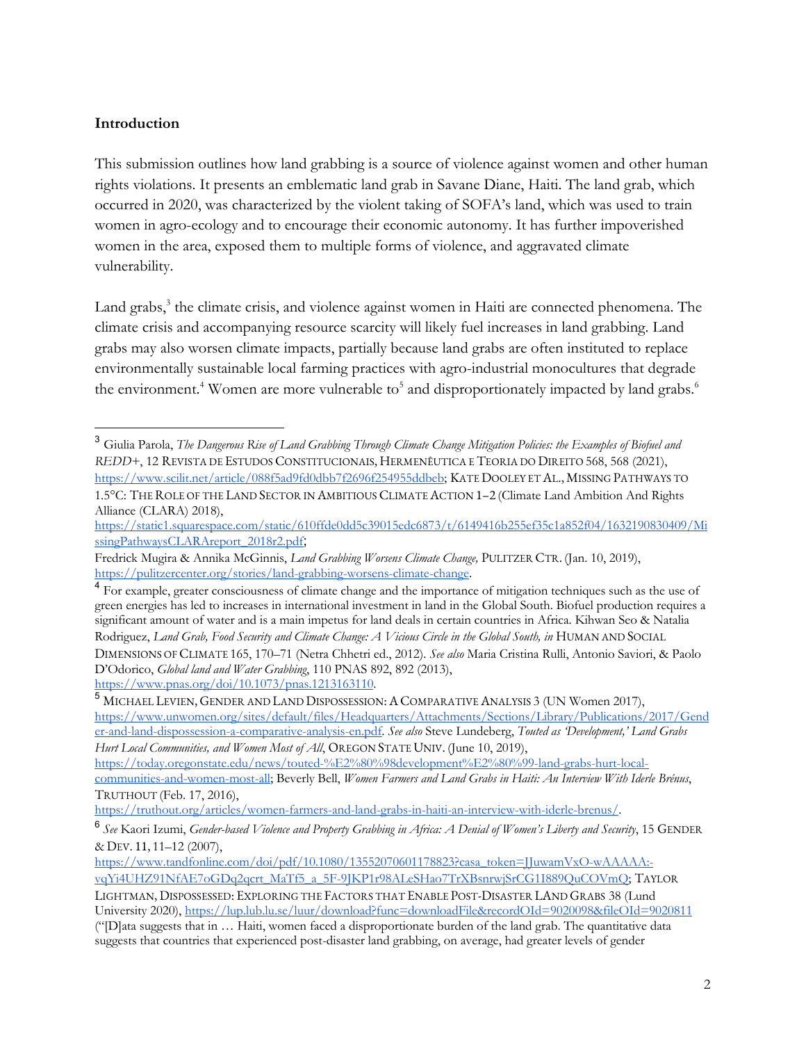**Introduction**

This submission outlines how land grabbing is a source of violence against women and other human rights violations. It presents an emblematic land grab in Savane Diane, Haiti. The land grab, which occurred in 2020, was characterized by the violent taking of SOFA's land, which was used to train women in agro-ecology and to encourage their economic autonomy. It has further impoverished women in the area, exposed them to multiple forms of violence, and aggravated climate vulnerability.

Land grabs,[3] the climate crisis, and violence against women in Haiti are connected phenomena. The climate crisis and accompanying resource scarcity will likely fuel increases in land grabbing. Land grabs may also worsen climate impacts, partially because land grabs are often instituted to replace environmentally sustainable local farming practices with agro-industrial monocultures that degrade the environment.[4] Women are more vulnerable to[5] and disproportionately impacted by land grabs.[6]

---

[3] Giulia Parola, *The Dangerous Rise of Land Grabbing Through Climate Change Mitigation Policies: the Examples of Biofuel and REDD+*, 12 REVISTA DE ESTUDOS CONSTITUCIONAIS, HERMENÊUTICA E TEORIA DO DIREITO 568, 568 (2021), https://www.scilit.net/article/088f5ad9fd0dbb7f2696f254955ddbeb; KATE DOOLEY ET AL., MISSING PATHWAYS TO 1.5°C: THE ROLE OF THE LAND SECTOR IN AMBITIOUS CLIMATE ACTION 1–2 (Climate Land Ambition And Rights Alliance (CLARA) 2018), https://static1.squarespace.com/static/610ffde0dd5c39015edc6873/t/6149416b255ef35c1a852f04/1632190830409/MissingPathwaysCLARAreport_2018r2.pdf; Fredrick Mugira & Annika McGinnis, *Land Grabbing Worsens Climate Change,* PULITZER CTR. (Jan. 10, 2019), https://pulitzercenter.org/stories/land-grabbing-worsens-climate-change.

[4] For example, greater consciousness of climate change and the importance of mitigation techniques such as the use of green energies has led to increases in international investment in land in the Global South. Biofuel production requires a significant amount of water and is a main impetus for land deals in certain countries in Africa. Kihwan Seo & Natalia Rodriguez, *Land Grab, Food Security and Climate Change: A Vicious Circle in the Global South, in* HUMAN AND SOCIAL DIMENSIONS OF CLIMATE 165, 170–71 (Netra Chhetri ed., 2012). *See also* Maria Cristina Rulli, Antonio Saviori, & Paolo D'Odorico, *Global land and Water Grabbing*, 110 PNAS 892, 892 (2013), https://www.pnas.org/doi/10.1073/pnas.1213163110.

[5] MICHAEL LEVIEN, GENDER AND LAND DISPOSSESSION: A COMPARATIVE ANALYSIS 3 (UN Women 2017), https://www.unwomen.org/sites/default/files/Headquarters/Attachments/Sections/Library/Publications/2017/Gender-and-land-dispossession-a-comparative-analysis-en.pdf. *See also* Steve Lundeberg, *Touted as 'Development,' Land Grabs Hurt Local Communities, and Women Most of All*, OREGON STATE UNIV. (June 10, 2019), https://today.oregonstate.edu/news/touted-%E2%80%98development%E2%80%99-land-grabs-hurt-local-communities-and-women-most-all; Beverly Bell, *Women Farmers and Land Grabs in Haiti: An Interview With Iderle Brénus*, TRUTHOUT (Feb. 17, 2016), https://truthout.org/articles/women-farmers-and-land-grabs-in-haiti-an-interview-with-iderle-brenus/.

[6] *See* Kaori Izumi, *Gender-based Violence and Property Grabbing in Africa: A Denial of Women's Liberty and Security*, 15 GENDER & DEV. 11, 11–12 (2007), https://www.tandfonline.com/doi/pdf/10.1080/13552070601178823?casa_token=JJuwamVxO-wAAAAA:-vqYi4UHZ91NfAE7oGDq2qcrt_MaTf5_a_5F-9JKP1r98ALeSHao7TrXBsnrwjSrCG1I889QuCOVmQ; TAYLOR LIGHTMAN, DISPOSSESSED: EXPLORING THE FACTORS THAT ENABLE POST-DISASTER LAND GRABS 38 (Lund University 2020), https://lup.lub.lu.se/luur/download?func=downloadFile&recordOId=9020098&fileOId=9020811 ("[D]ata suggests that in … Haiti, women faced a disproportionate burden of the land grab. The quantitative data suggests that countries that experienced post-disaster land grabbing, on average, had greater levels of gender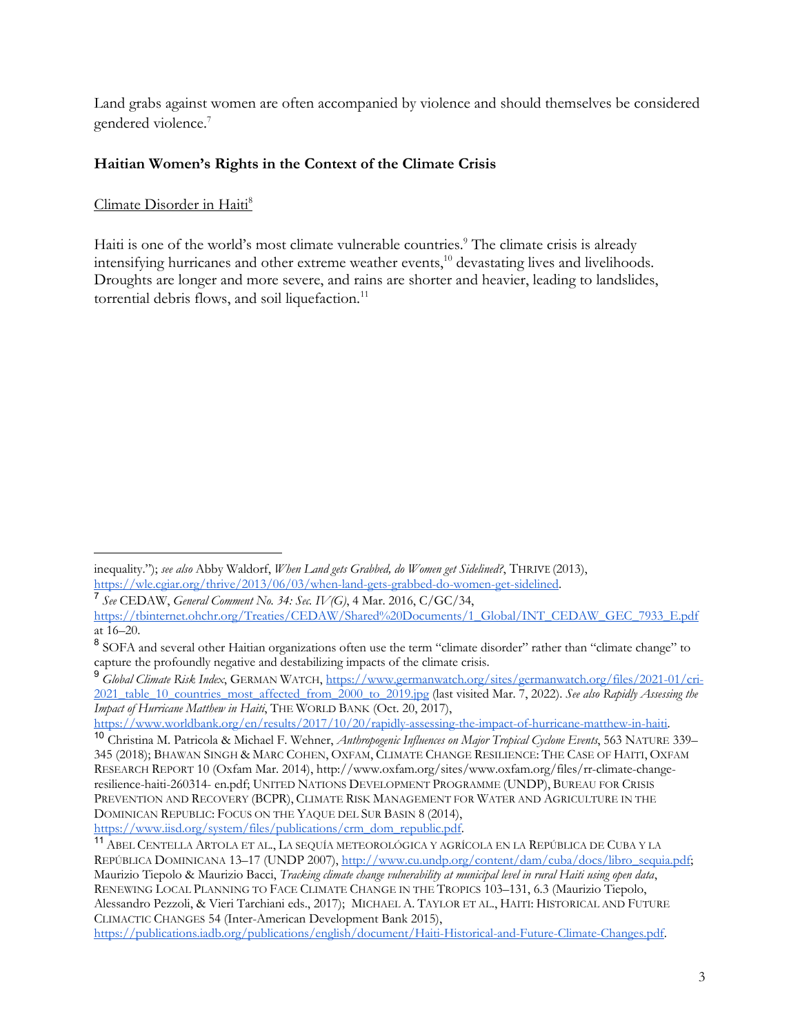Land grabs against women are often accompanied by violence and should themselves be considered gendered violence.[7]

## Haitian Women's Rights in the Context of the Climate Crisis

### Climate Disorder in Haiti[8]

Haiti is one of the world's most climate vulnerable countries.[9] The climate crisis is already intensifying hurricanes and other extreme weather events,[10] devastating lives and livelihoods. Droughts are longer and more severe, and rains are shorter and heavier, leading to landslides, torrential debris flows, and soil liquefaction.[11]

---

inequality."); *see also* Abby Waldorf, *When Land gets Grabbed, do Women get Sidelined?*, THRIVE (2013), https://wle.cgiar.org/thrive/2013/06/03/when-land-gets-grabbed-do-women-get-sidelined.

[7] *See* CEDAW, *General Comment No. 34: Sec. IV(G)*, 4 Mar. 2016, C/GC/34, https://tbinternet.ohchr.org/Treaties/CEDAW/Shared%20Documents/1_Global/INT_CEDAW_GEC_7933_E.pdf at 16–20.

[8] SOFA and several other Haitian organizations often use the term "climate disorder" rather than "climate change" to capture the profoundly negative and destabilizing impacts of the climate crisis.

[9] *Global Climate Risk Index*, GERMAN WATCH, https://www.germanwatch.org/sites/germanwatch.org/files/2021-01/cri-2021_table_10_countries_most_affected_from_2000_to_2019.jpg (last visited Mar. 7, 2022). *See also Rapidly Assessing the Impact of Hurricane Matthew in Haiti*, THE WORLD BANK (Oct. 20, 2017), https://www.worldbank.org/en/results/2017/10/20/rapidly-assessing-the-impact-of-hurricane-matthew-in-haiti.

[10] Christina M. Patricola & Michael F. Wehner, *Anthropogenic Influences on Major Tropical Cyclone Events*, 563 NATURE 339–345 (2018); BHAWAN SINGH & MARC COHEN, OXFAM, CLIMATE CHANGE RESILIENCE: THE CASE OF HAITI, OXFAM RESEARCH REPORT 10 (Oxfam Mar. 2014), http://www.oxfam.org/sites/www.oxfam.org/files/rr-climate-change-resilience-haiti-260314- en.pdf; UNITED NATIONS DEVELOPMENT PROGRAMME (UNDP), BUREAU FOR CRISIS PREVENTION AND RECOVERY (BCPR), CLIMATE RISK MANAGEMENT FOR WATER AND AGRICULTURE IN THE DOMINICAN REPUBLIC: FOCUS ON THE YAQUE DEL SUR BASIN 8 (2014), https://www.iisd.org/system/files/publications/crm_dom_republic.pdf.

[11] ABEL CENTELLA ARTOLA ET AL., LA SEQUÍA METEOROLÓGICA Y AGRÍCOLA EN LA REPÚBLICA DE CUBA Y LA REPÚBLICA DOMINICANA 13–17 (UNDP 2007), http://www.cu.undp.org/content/dam/cuba/docs/libro_sequia.pdf; Maurizio Tiepolo & Maurizio Bacci, *Tracking climate change vulnerability at municipal level in rural Haiti using open data*, RENEWING LOCAL PLANNING TO FACE CLIMATE CHANGE IN THE TROPICS 103–131, 6.3 (Maurizio Tiepolo, Alessandro Pezzoli, & Vieri Tarchiani eds., 2017); MICHAEL A. TAYLOR ET AL., HAITI: HISTORICAL AND FUTURE CLIMACTIC CHANGES 54 (Inter-American Development Bank 2015), https://publications.iadb.org/publications/english/document/Haiti-Historical-and-Future-Climate-Changes.pdf.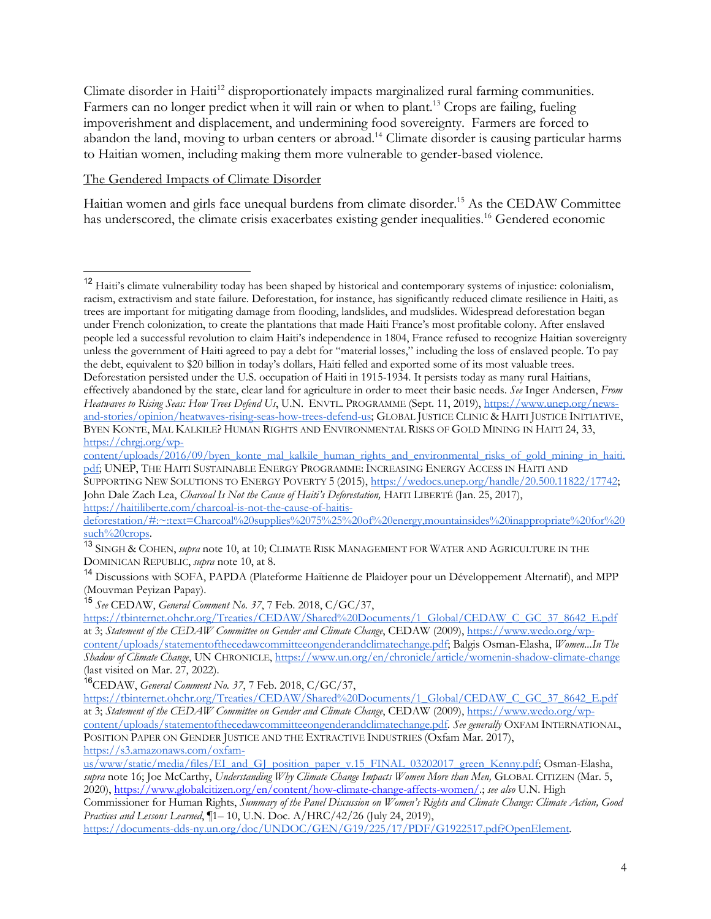Climate disorder in Haiti[12] disproportionately impacts marginalized rural farming communities. Farmers can no longer predict when it will rain or when to plant.[13] Crops are failing, fueling impoverishment and displacement, and undermining food sovereignty. Farmers are forced to abandon the land, moving to urban centers or abroad.[14] Climate disorder is causing particular harms to Haitian women, including making them more vulnerable to gender-based violence.

<u>The Gendered Impacts of Climate Disorder</u>

Haitian women and girls face unequal burdens from climate disorder.[15] As the CEDAW Committee has underscored, the climate crisis exacerbates existing gender inequalities.[16] Gendered economic

---

[12] Haiti's climate vulnerability today has been shaped by historical and contemporary systems of injustice: colonialism, racism, extractivism and state failure. Deforestation, for instance, has significantly reduced climate resilience in Haiti, as trees are important for mitigating damage from flooding, landslides, and mudslides. Widespread deforestation began under French colonization, to create the plantations that made Haiti France's most profitable colony. After enslaved people led a successful revolution to claim Haiti's independence in 1804, France refused to recognize Haitian sovereignty unless the government of Haiti agreed to pay a debt for "material losses," including the loss of enslaved people. To pay the debt, equivalent to $20 billion in today's dollars, Haiti felled and exported some of its most valuable trees. Deforestation persisted under the U.S. occupation of Haiti in 1915-1934. It persists today as many rural Haitians, effectively abandoned by the state, clear land for agriculture in order to meet their basic needs. *See* Inger Andersen, *From Heatwaves to Rising Seas: How Trees Defend Us*, U.N. ENVTL. PROGRAMME (Sept. 11, 2019), https://www.unep.org/news-and-stories/opinion/heatwaves-rising-seas-how-trees-defend-us; GLOBAL JUSTICE CLINIC & HAITI JUSTICE INITIATIVE, BYEN KONTE, MAL KALKILE? HUMAN RIGHTS AND ENVIRONMENTAL RISKS OF GOLD MINING IN HAITI 24, 33, https://chrgj.org/wp-content/uploads/2016/09/byen_konte_mal_kalkile_human_rights_and_environmental_risks_of_gold_mining_in_haiti.pdf; UNEP, THE HAITI SUSTAINABLE ENERGY PROGRAMME: INCREASING ENERGY ACCESS IN HAITI AND SUPPORTING NEW SOLUTIONS TO ENERGY POVERTY 5 (2015), https://wedocs.unep.org/handle/20.500.11822/17742; John Dale Zach Lea, *Charcoal Is Not the Cause of Haiti's Deforestation,* HAITI LIBERTÉ (Jan. 25, 2017), https://haitiliberte.com/charcoal-is-not-the-cause-of-haitis-deforestation/#:~:text=Charcoal%20supplies%2075%25%20of%20energy,mountainsides%20inappropriate%20for%20such%20crops.

[13] SINGH & COHEN, *supra* note 10, at 10; CLIMATE RISK MANAGEMENT FOR WATER AND AGRICULTURE IN THE DOMINICAN REPUBLIC, *supra* note 10, at 8.

[14] Discussions with SOFA, PAPDA (Plateforme Haïtienne de Plaidoyer pour un Développement Alternatif), and MPP (Mouvman Peyizan Papay).

[15] *See* CEDAW, *General Comment No. 37*, 7 Feb. 2018, C/GC/37, https://tbinternet.ohchr.org/Treaties/CEDAW/Shared%20Documents/1_Global/CEDAW_C_GC_37_8642_E.pdf at 3; *Statement of the CEDAW Committee on Gender and Climate Change*, CEDAW (2009), https://www.wedo.org/wp-content/uploads/statementofthecedawcommitteeongenderandclimatechange.pdf; Balgis Osman-Elasha, *Women...In The Shadow of Climate Change*, UN CHRONICLE, https://www.un.org/en/chronicle/article/womenin-shadow-climate-change (last visited on Mar. 27, 2022).

[16] CEDAW, *General Comment No. 37*, 7 Feb. 2018, C/GC/37, https://tbinternet.ohchr.org/Treaties/CEDAW/Shared%20Documents/1_Global/CEDAW_C_GC_37_8642_E.pdf at 3; *Statement of the CEDAW Committee on Gender and Climate Change*, CEDAW (2009), https://www.wedo.org/wp-content/uploads/statementofthecedawcommitteeongenderandclimatechange.pdf. *See generally* OXFAM INTERNATIONAL, POSITION PAPER ON GENDER JUSTICE AND THE EXTRACTIVE INDUSTRIES (Oxfam Mar. 2017), https://s3.amazonaws.com/oxfam-us/www/static/media/files/EI_and_GJ_position_paper_v.15_FINAL_03202017_green_Kenny.pdf; Osman-Elasha, *supra* note 16; Joe McCarthy, *Understanding Why Climate Change Impacts Women More than Men,* GLOBAL CITIZEN (Mar. 5, 2020), https://www.globalcitizen.org/en/content/how-climate-change-affects-women/.; *see also* U.N. High Commissioner for Human Rights, *Summary of the Panel Discussion on Women's Rights and Climate Change: Climate Action, Good Practices and Lessons Learned*, ¶1– 10, U.N. Doc. A/HRC/42/26 (July 24, 2019), https://documents-dds-ny.un.org/doc/UNDOC/GEN/G19/225/17/PDF/G1922517.pdf?OpenElement.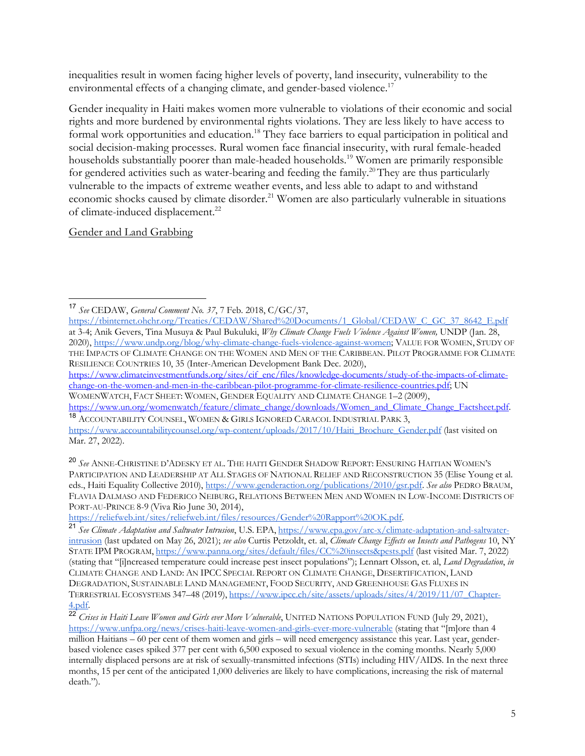inequalities result in women facing higher levels of poverty, land insecurity, vulnerability to the environmental effects of a changing climate, and gender-based violence.[17]

Gender inequality in Haiti makes women more vulnerable to violations of their economic and social rights and more burdened by environmental rights violations. They are less likely to have access to formal work opportunities and education.[18] They face barriers to equal participation in political and social decision-making processes. Rural women face financial insecurity, with rural female-headed households substantially poorer than male-headed households.[19] Women are primarily responsible for gendered activities such as water-bearing and feeding the family.[20] They are thus particularly vulnerable to the impacts of extreme weather events, and less able to adapt to and withstand economic shocks caused by climate disorder.[21] Women are also particularly vulnerable in situations of climate-induced displacement.[22]

<u>Gender and Land Grabbing</u>

---

[17] *See* CEDAW, *General Comment No. 37*, 7 Feb. 2018, C/GC/37, https://tbinternet.ohchr.org/Treaties/CEDAW/Shared%20Documents/1_Global/CEDAW_C_GC_37_8642_E.pdf at 3-4; Anik Gevers, Tina Musuya & Paul Bukuluki, *Why Climate Change Fuels Violence Against Women,* UNDP (Jan. 28, 2020), https://www.undp.org/blog/why-climate-change-fuels-violence-against-women; VALUE FOR WOMEN, STUDY OF THE IMPACTS OF CLIMATE CHANGE ON THE WOMEN AND MEN OF THE CARIBBEAN. PILOT PROGRAMME FOR CLIMATE RESILIENCE COUNTRIES 10, 35 (Inter-American Development Bank Dec. 2020), https://www.climateinvestmentfunds.org/sites/cif_enc/files/knowledge-documents/study-of-the-impacts-of-climate-change-on-the-women-and-men-in-the-caribbean-pilot-programme-for-climate-resilience-countries.pdf; UN WOMENWATCH, FACT SHEET: WOMEN, GENDER EQUALITY AND CLIMATE CHANGE 1–2 (2009), https://www.un.org/womenwatch/feature/climate_change/downloads/Women_and_Climate_Change_Factsheet.pdf.

[18] ACCOUNTABILITY COUNSEL, WOMEN & GIRLS IGNORED CARACOL INDUSTRIAL PARK 3, https://www.accountabilitycounsel.org/wp-content/uploads/2017/10/Haiti_Brochure_Gender.pdf (last visited on Mar. 27, 2022).

[20] *See* ANNE-CHRISTINE D'ADESKY ET AL. THE HAITI GENDER SHADOW REPORT: ENSURING HAITIAN WOMEN'S PARTICIPATION AND LEADERSHIP AT ALL STAGES OF NATIONAL RELIEF AND RECONSTRUCTION 35 (Elise Young et al. eds., Haiti Equality Collective 2010), https://www.genderaction.org/publications/2010/gsr.pdf. *See also* PEDRO BRAUM, FLAVIA DALMASO AND FEDERICO NEIBURG, RELATIONS BETWEEN MEN AND WOMEN IN LOW-INCOME DISTRICTS OF PORT-AU-PRINCE 8-9 (Viva Rio June 30, 2014), https://reliefweb.int/sites/reliefweb.int/files/resources/Gender%20Rapport%20OK.pdf.

[21] *See Climate Adaptation and Saltwater Intrusion*, U.S. EPA, https://www.epa.gov/arc-x/climate-adaptation-and-saltwater-intrusion (last updated on May 26, 2021); *see also* Curtis Petzoldt, et. al, *Climate Change Effects on Insects and Pathogens* 10, NY STATE IPM PROGRAM, https://www.panna.org/sites/default/files/CC%20insects&pests.pdf (last visited Mar. 7, 2022) (stating that "[i]ncreased temperature could increase pest insect populations"); Lennart Olsson, et. al, *Land Degradation*, *in* CLIMATE CHANGE AND LAND: AN IPCC SPECIAL REPORT ON CLIMATE CHANGE, DESERTIFICATION, LAND DEGRADATION, SUSTAINABLE LAND MANAGEMENT, FOOD SECURITY, AND GREENHOUSE GAS FLUXES IN TERRESTRIAL ECOSYSTEMS 347–48 (2019), https://www.ipcc.ch/site/assets/uploads/sites/4/2019/11/07_Chapter-4.pdf.

[22] *Crises in Haiti Leave Women and Girls ever More Vulnerable*, UNITED NATIONS POPULATION FUND (July 29, 2021), https://www.unfpa.org/news/crises-haiti-leave-women-and-girls-ever-more-vulnerable (stating that "[m]ore than 4 million Haitians – 60 per cent of them women and girls – will need emergency assistance this year. Last year, gender-based violence cases spiked 377 per cent with 6,500 exposed to sexual violence in the coming months. Nearly 5,000 internally displaced persons are at risk of sexually-transmitted infections (STIs) including HIV/AIDS. In the next three months, 15 per cent of the anticipated 1,000 deliveries are likely to have complications, increasing the risk of maternal death.").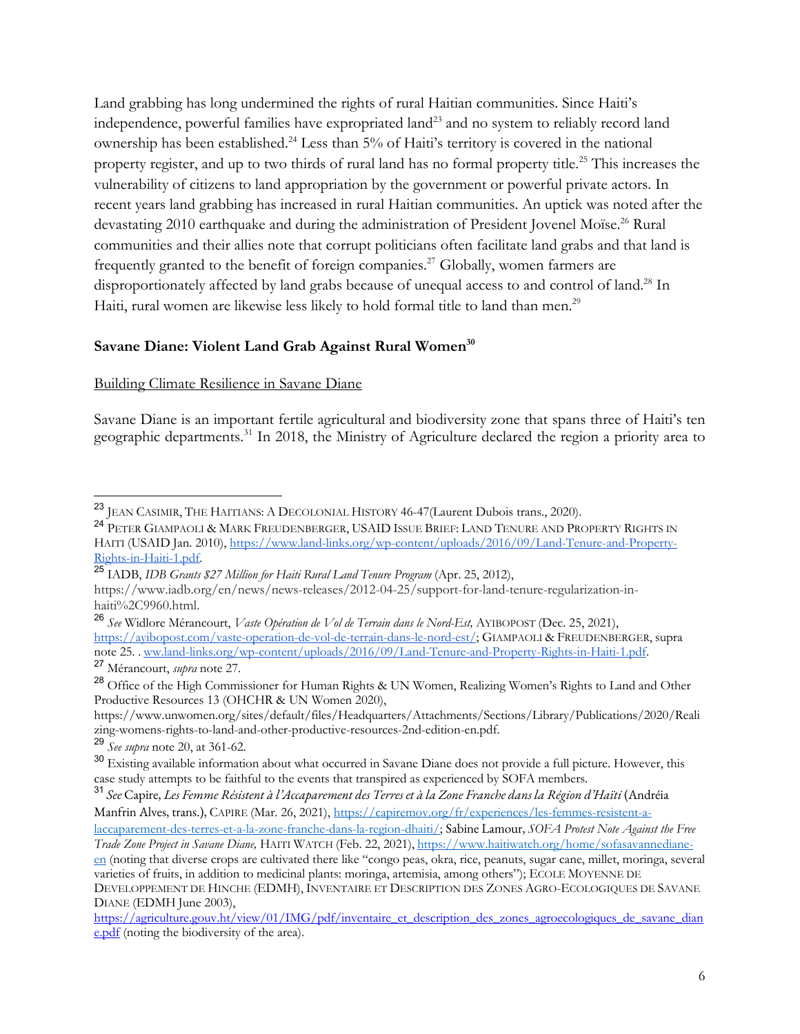Land grabbing has long undermined the rights of rural Haitian communities. Since Haiti's independence, powerful families have expropriated land[23] and no system to reliably record land ownership has been established.[24] Less than 5% of Haiti's territory is covered in the national property register, and up to two thirds of rural land has no formal property title.[25] This increases the vulnerability of citizens to land appropriation by the government or powerful private actors. In recent years land grabbing has increased in rural Haitian communities. An uptick was noted after the devastating 2010 earthquake and during the administration of President Jovenel Moïse.[26] Rural communities and their allies note that corrupt politicians often facilitate land grabs and that land is frequently granted to the benefit of foreign companies.[27] Globally, women farmers are disproportionately affected by land grabs because of unequal access to and control of land.[28] In Haiti, rural women are likewise less likely to hold formal title to land than men.[29]

**Savane Diane: Violent Land Grab Against Rural Women[30]**

Building Climate Resilience in Savane Diane

Savane Diane is an important fertile agricultural and biodiversity zone that spans three of Haiti's ten geographic departments.[31] In 2018, the Ministry of Agriculture declared the region a priority area to

---

[23] JEAN CASIMIR, THE HAITIANS: A DECOLONIAL HISTORY 46-47(Laurent Dubois trans., 2020).

[24] PETER GIAMPAOLI & MARK FREUDENBERGER, USAID ISSUE BRIEF: LAND TENURE AND PROPERTY RIGHTS IN HAITI (USAID Jan. 2010), https://www.land-links.org/wp-content/uploads/2016/09/Land-Tenure-and-Property-Rights-in-Haiti-1.pdf.

[25] IADB, *IDB Grants $27 Million for Haiti Rural Land Tenure Program* (Apr. 25, 2012), https://www.iadb.org/en/news/news-releases/2012-04-25/support-for-land-tenure-regularization-in-haiti%2C9960.html.

[26] *See* Widlore Mérancourt, *Vaste Opération de Vol de Terrain dans le Nord-Est,* AYIBOPOST (Dec. 25, 2021), https://ayibopost.com/vaste-operation-de-vol-de-terrain-dans-le-nord-est/; GIAMPAOLI & FREUDENBERGER, supra note 25. . ww.land-links.org/wp-content/uploads/2016/09/Land-Tenure-and-Property-Rights-in-Haiti-1.pdf.

[27] Mérancourt, *supra* note 27.

[28] Office of the High Commissioner for Human Rights & UN Women, Realizing Women's Rights to Land and Other Productive Resources 13 (OHCHR & UN Women 2020), https://www.unwomen.org/sites/default/files/Headquarters/Attachments/Sections/Library/Publications/2020/Realizing-womens-rights-to-land-and-other-productive-resources-2nd-edition-en.pdf.

[29] *See supra* note 20, at 361-62.

[30] Existing available information about what occurred in Savane Diane does not provide a full picture. However, this case study attempts to be faithful to the events that transpired as experienced by SOFA members.

[31] *See* Capire, *Les Femme Résistent à l'Accaparement des Terres et à la Zone Franche dans la Région d'Haïti* (Andréia Manfrin Alves, trans.), CAPIRE (Mar. 26, 2021), https://capiremov.org/fr/experiences/les-femmes-resistent-a-laccaparement-des-terres-et-a-la-zone-franche-dans-la-region-dhaiti/; Sabine Lamour, *SOFA Protest Note Against the Free Trade Zone Project in Savane Diane,* HAITI WATCH (Feb. 22, 2021), https://www.haitiwatch.org/home/sofasavannediane-en (noting that diverse crops are cultivated there like "congo peas, okra, rice, peanuts, sugar cane, millet, moringa, several varieties of fruits, in addition to medicinal plants: moringa, artemisia, among others"); ECOLE MOYENNE DE DEVELOPPEMENT DE HINCHE (EDMH), INVENTAIRE ET DESCRIPTION DES ZONES AGRO-ECOLOGIQUES DE SAVANE DIANE (EDMH June 2003), https://agriculture.gouv.ht/view/01/IMG/pdf/inventaire_et_description_des_zones_agroecologiques_de_savane_diane.pdf (noting the biodiversity of the area).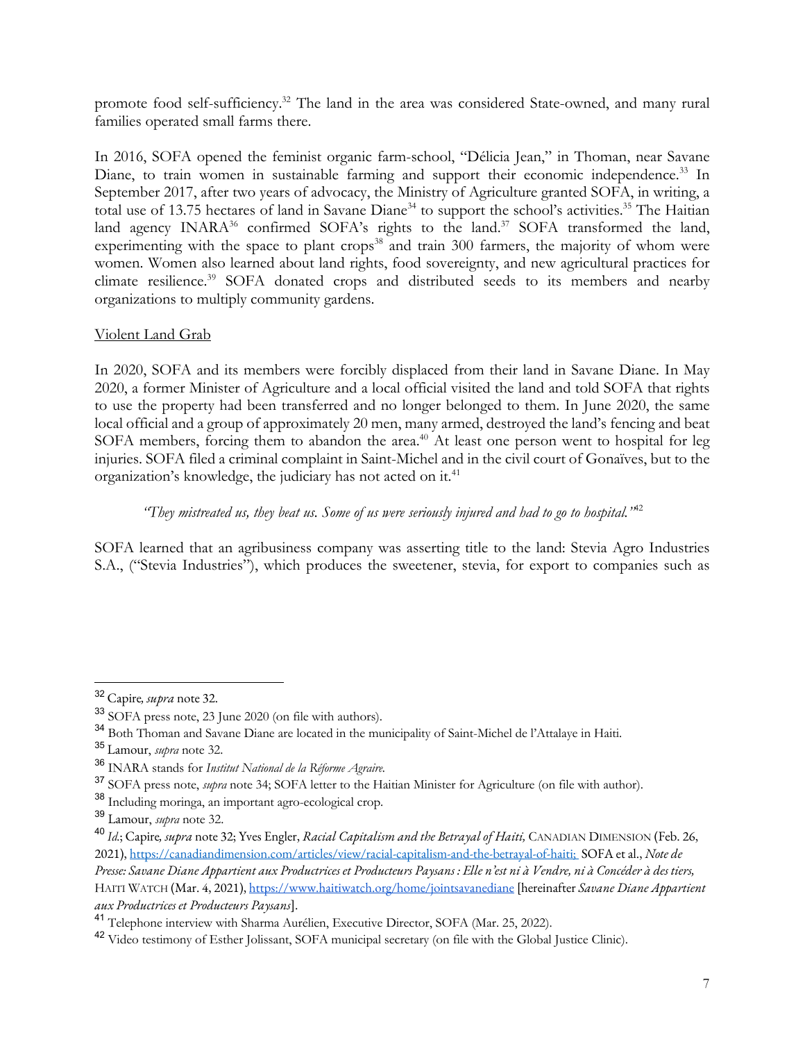promote food self-sufficiency.[32] The land in the area was considered State-owned, and many rural families operated small farms there.

In 2016, SOFA opened the feminist organic farm-school, "Délicia Jean," in Thoman, near Savane Diane, to train women in sustainable farming and support their economic independence.[33] In September 2017, after two years of advocacy, the Ministry of Agriculture granted SOFA, in writing, a total use of 13.75 hectares of land in Savane Diane[34] to support the school's activities.[35] The Haitian land agency INARA[36] confirmed SOFA's rights to the land.[37] SOFA transformed the land, experimenting with the space to plant crops[38] and train 300 farmers, the majority of whom were women. Women also learned about land rights, food sovereignty, and new agricultural practices for climate resilience.[39] SOFA donated crops and distributed seeds to its members and nearby organizations to multiply community gardens.

Violent Land Grab

In 2020, SOFA and its members were forcibly displaced from their land in Savane Diane. In May 2020, a former Minister of Agriculture and a local official visited the land and told SOFA that rights to use the property had been transferred and no longer belonged to them. In June 2020, the same local official and a group of approximately 20 men, many armed, destroyed the land's fencing and beat SOFA members, forcing them to abandon the area.[40] At least one person went to hospital for leg injuries. SOFA filed a criminal complaint in Saint-Michel and in the civil court of Gonaïves, but to the organization's knowledge, the judiciary has not acted on it.[41]

> *"They mistreated us, they beat us. Some of us were seriously injured and had to go to hospital."*[42]

SOFA learned that an agribusiness company was asserting title to the land: Stevia Agro Industries S.A., ("Stevia Industries"), which produces the sweetener, stevia, for export to companies such as

---

[32] Capire, *supra* note 32.

[33] SOFA press note, 23 June 2020 (on file with authors).

[34] Both Thoman and Savane Diane are located in the municipality of Saint-Michel de l'Attalaye in Haiti.

[35] Lamour, *supra* note 32.

[36] INARA stands for *Institut National de la Réforme Agraire*.

[37] SOFA press note, *supra* note 34; SOFA letter to the Haitian Minister for Agriculture (on file with author).

[38] Including moringa, an important agro-ecological crop.

[39] Lamour, *supra* note 32.

[40] *Id.*; Capire, *supra* note 32; Yves Engler, *Racial Capitalism and the Betrayal of Haiti,* CANADIAN DIMENSION (Feb. 26, 2021), https://canadiandimension.com/articles/view/racial-capitalism-and-the-betrayal-of-haiti; SOFA et al., *Note de Presse: Savane Diane Appartient aux Productrices et Producteurs Paysans : Elle n'est ni à Vendre, ni à Concéder à des tiers,* HAITI WATCH (Mar. 4, 2021), https://www.haitiwatch.org/home/jointsavanediane [hereinafter *Savane Diane Appartient aux Productrices et Producteurs Paysans*].

[41] Telephone interview with Sharma Aurélien, Executive Director, SOFA (Mar. 25, 2022).

[42] Video testimony of Esther Jolissant, SOFA municipal secretary (on file with the Global Justice Clinic).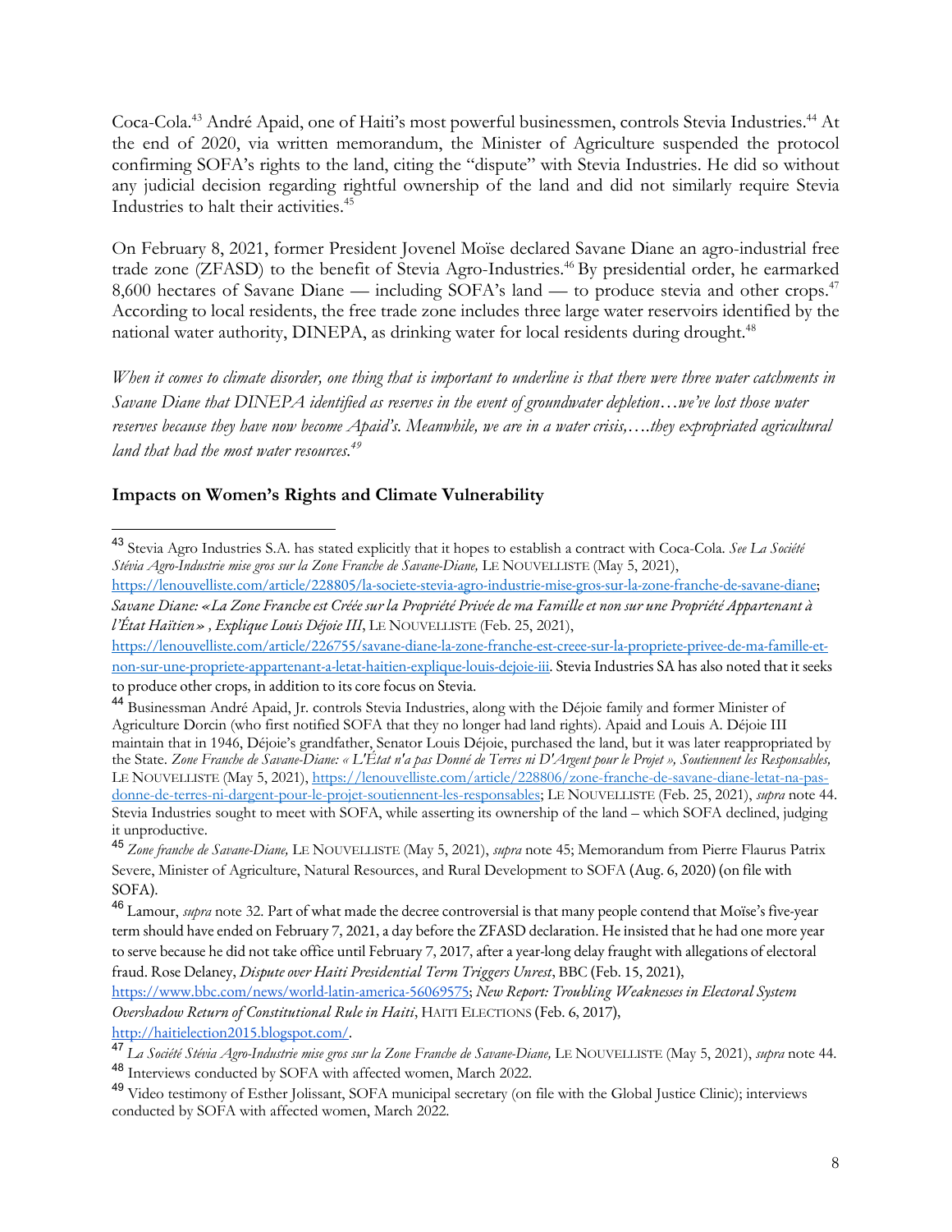Coca-Cola.[43] André Apaid, one of Haiti's most powerful businessmen, controls Stevia Industries.[44] At the end of 2020, via written memorandum, the Minister of Agriculture suspended the protocol confirming SOFA's rights to the land, citing the "dispute" with Stevia Industries. He did so without any judicial decision regarding rightful ownership of the land and did not similarly require Stevia Industries to halt their activities.[45]

On February 8, 2021, former President Jovenel Moïse declared Savane Diane an agro-industrial free trade zone (ZFASD) to the benefit of Stevia Agro-Industries.[46] By presidential order, he earmarked 8,600 hectares of Savane Diane — including SOFA's land — to produce stevia and other crops.[47] According to local residents, the free trade zone includes three large water reservoirs identified by the national water authority, DINEPA, as drinking water for local residents during drought.[48]

*When it comes to climate disorder, one thing that is important to underline is that there were three water catchments in Savane Diane that DINEPA identified as reserves in the event of groundwater depletion…we've lost those water reserves because they have now become Apaid's. Meanwhile, we are in a water crisis,….they expropriated agricultural land that had the most water resources.*[49]

**Impacts on Women's Rights and Climate Vulnerability**

---

[43] Stevia Agro Industries S.A. has stated explicitly that it hopes to establish a contract with Coca-Cola. *See La Société Stévia Agro-Industrie mise gros sur la Zone Franche de Savane-Diane,* LE NOUVELLISTE (May 5, 2021), https://lenouvelliste.com/article/228805/la-societe-stevia-agro-industrie-mise-gros-sur-la-zone-franche-de-savane-diane; *Savane Diane: «La Zone Franche est Créée sur la Propriété Privée de ma Famille et non sur une Propriété Appartenant à l'État Haïtien» , Explique Louis Déjoie III*, LE NOUVELLISTE (Feb. 25, 2021), https://lenouvelliste.com/article/226755/savane-diane-la-zone-franche-est-creee-sur-la-propriete-privee-de-ma-famille-et-non-sur-une-propriete-appartenant-a-letat-haitien-explique-louis-dejoie-iii. Stevia Industries SA has also noted that it seeks to produce other crops, in addition to its core focus on Stevia.

[44] Businessman André Apaid, Jr. controls Stevia Industries, along with the Déjoie family and former Minister of Agriculture Dorcin (who first notified SOFA that they no longer had land rights). Apaid and Louis A. Déjoie III maintain that in 1946, Déjoie's grandfather, Senator Louis Déjoie, purchased the land, but it was later reappropriated by the State. *Zone Franche de Savane-Diane: « L'État n'a pas Donné de Terres ni D'Argent pour le Projet », Soutiennent les Responsables,* LE NOUVELLISTE (May 5, 2021), https://lenouvelliste.com/article/228806/zone-franche-de-savane-diane-letat-na-pas-donne-de-terres-ni-dargent-pour-le-projet-soutiennent-les-responsables; LE NOUVELLISTE (Feb. 25, 2021), *supra* note 44. Stevia Industries sought to meet with SOFA, while asserting its ownership of the land – which SOFA declined, judging it unproductive.

[45] *Zone franche de Savane-Diane,* LE NOUVELLISTE (May 5, 2021), *supra* note 45; Memorandum from Pierre Flaurus Patrix Severe, Minister of Agriculture, Natural Resources, and Rural Development to SOFA (Aug. 6, 2020) (on file with SOFA).

[46] Lamour, *supra* note 32. Part of what made the decree controversial is that many people contend that Moïse's five-year term should have ended on February 7, 2021, a day before the ZFASD declaration. He insisted that he had one more year to serve because he did not take office until February 7, 2017, after a year-long delay fraught with allegations of electoral fraud. Rose Delaney, *Dispute over Haiti Presidential Term Triggers Unrest*, BBC (Feb. 15, 2021), https://www.bbc.com/news/world-latin-america-56069575; *New Report: Troubling Weaknesses in Electoral System Overshadow Return of Constitutional Rule in Haiti*, HAITI ELECTIONS (Feb. 6, 2017), http://haitielection2015.blogspot.com/.

[47] *La Société Stévia Agro-Industrie mise gros sur la Zone Franche de Savane-Diane,* LE NOUVELLISTE (May 5, 2021), *supra* note 44.

[48] Interviews conducted by SOFA with affected women, March 2022.

[49] Video testimony of Esther Jolissant, SOFA municipal secretary (on file with the Global Justice Clinic); interviews conducted by SOFA with affected women, March 2022.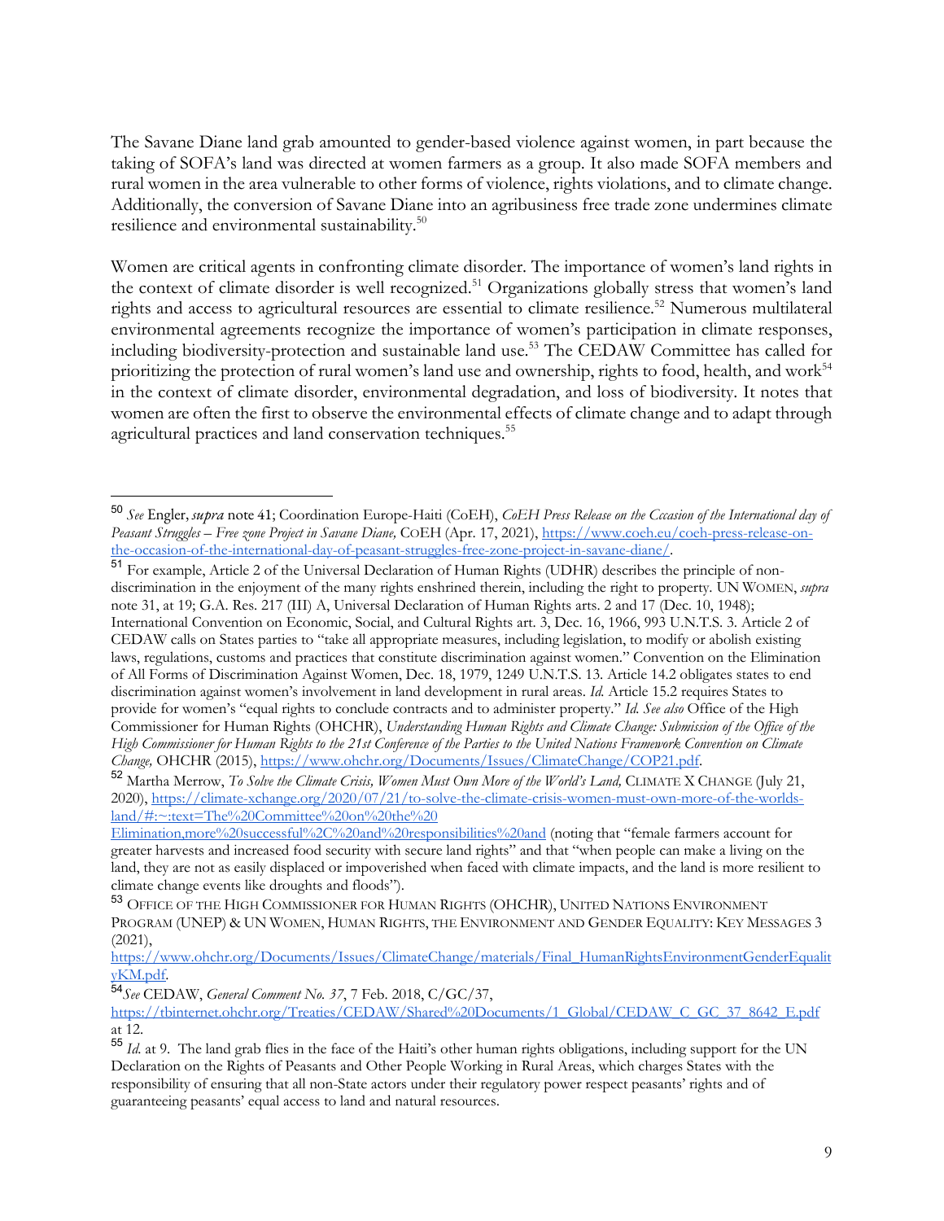The Savane Diane land grab amounted to gender-based violence against women, in part because the taking of SOFA's land was directed at women farmers as a group. It also made SOFA members and rural women in the area vulnerable to other forms of violence, rights violations, and to climate change. Additionally, the conversion of Savane Diane into an agribusiness free trade zone undermines climate resilience and environmental sustainability.[50]

Women are critical agents in confronting climate disorder. The importance of women's land rights in the context of climate disorder is well recognized.[51] Organizations globally stress that women's land rights and access to agricultural resources are essential to climate resilience.[52] Numerous multilateral environmental agreements recognize the importance of women's participation in climate responses, including biodiversity-protection and sustainable land use.[53] The CEDAW Committee has called for prioritizing the protection of rural women's land use and ownership, rights to food, health, and work[54] in the context of climate disorder, environmental degradation, and loss of biodiversity. It notes that women are often the first to observe the environmental effects of climate change and to adapt through agricultural practices and land conservation techniques.[55]

---

[50] *See* Engler, *supra* note 41; Coordination Europe-Haiti (CoEH), *CoEH Press Release on the Cccasion of the International day of Peasant Struggles – Free zone Project in Savane Diane,* COEH (Apr. 17, 2021), https://www.coeh.eu/coeh-press-release-on-the-occasion-of-the-international-day-of-peasant-struggles-free-zone-project-in-savane-diane/.

[51] For example, Article 2 of the Universal Declaration of Human Rights (UDHR) describes the principle of non-discrimination in the enjoyment of the many rights enshrined therein, including the right to property. UN WOMEN, *supra* note 31, at 19; G.A. Res. 217 (III) A, Universal Declaration of Human Rights arts. 2 and 17 (Dec. 10, 1948); International Convention on Economic, Social, and Cultural Rights art. 3, Dec. 16, 1966, 993 U.N.T.S. 3. Article 2 of CEDAW calls on States parties to "take all appropriate measures, including legislation, to modify or abolish existing laws, regulations, customs and practices that constitute discrimination against women." Convention on the Elimination of All Forms of Discrimination Against Women, Dec. 18, 1979, 1249 U.N.T.S. 13. Article 14.2 obligates states to end discrimination against women's involvement in land development in rural areas. *Id.* Article 15.2 requires States to provide for women's "equal rights to conclude contracts and to administer property." *Id. See also* Office of the High Commissioner for Human Rights (OHCHR), *Understanding Human Rights and Climate Change: Submission of the Office of the High Commissioner for Human Rights to the 21st Conference of the Parties to the United Nations Framework Convention on Climate Change,* OHCHR (2015), https://www.ohchr.org/Documents/Issues/ClimateChange/COP21.pdf.

[52] Martha Merrow, *To Solve the Climate Crisis, Women Must Own More of the World's Land,* CLIMATE X CHANGE (July 21, 2020), https://climate-xchange.org/2020/07/21/to-solve-the-climate-crisis-women-must-own-more-of-the-worlds-land/#:~:text=The%20Committee%20on%20the%20Elimination,more%20successful%2C%20and%20responsibilities%20and (noting that "female farmers account for greater harvests and increased food security with secure land rights" and that "when people can make a living on the land, they are not as easily displaced or impoverished when faced with climate impacts, and the land is more resilient to climate change events like droughts and floods").

[53] OFFICE OF THE HIGH COMMISSIONER FOR HUMAN RIGHTS (OHCHR), UNITED NATIONS ENVIRONMENT PROGRAM (UNEP) & UN WOMEN, HUMAN RIGHTS, THE ENVIRONMENT AND GENDER EQUALITY: KEY MESSAGES 3 (2021), https://www.ohchr.org/Documents/Issues/ClimateChange/materials/Final_HumanRightsEnvironmentGenderEqualityKM.pdf.

[54] *See* CEDAW, *General Comment No. 37*, 7 Feb. 2018, C/GC/37, https://tbinternet.ohchr.org/Treaties/CEDAW/Shared%20Documents/1_Global/CEDAW_C_GC_37_8642_E.pdf at 12.

[55] *Id.* at 9. The land grab flies in the face of the Haiti's other human rights obligations, including support for the UN Declaration on the Rights of Peasants and Other People Working in Rural Areas, which charges States with the responsibility of ensuring that all non-State actors under their regulatory power respect peasants' rights and of guaranteeing peasants' equal access to land and natural resources.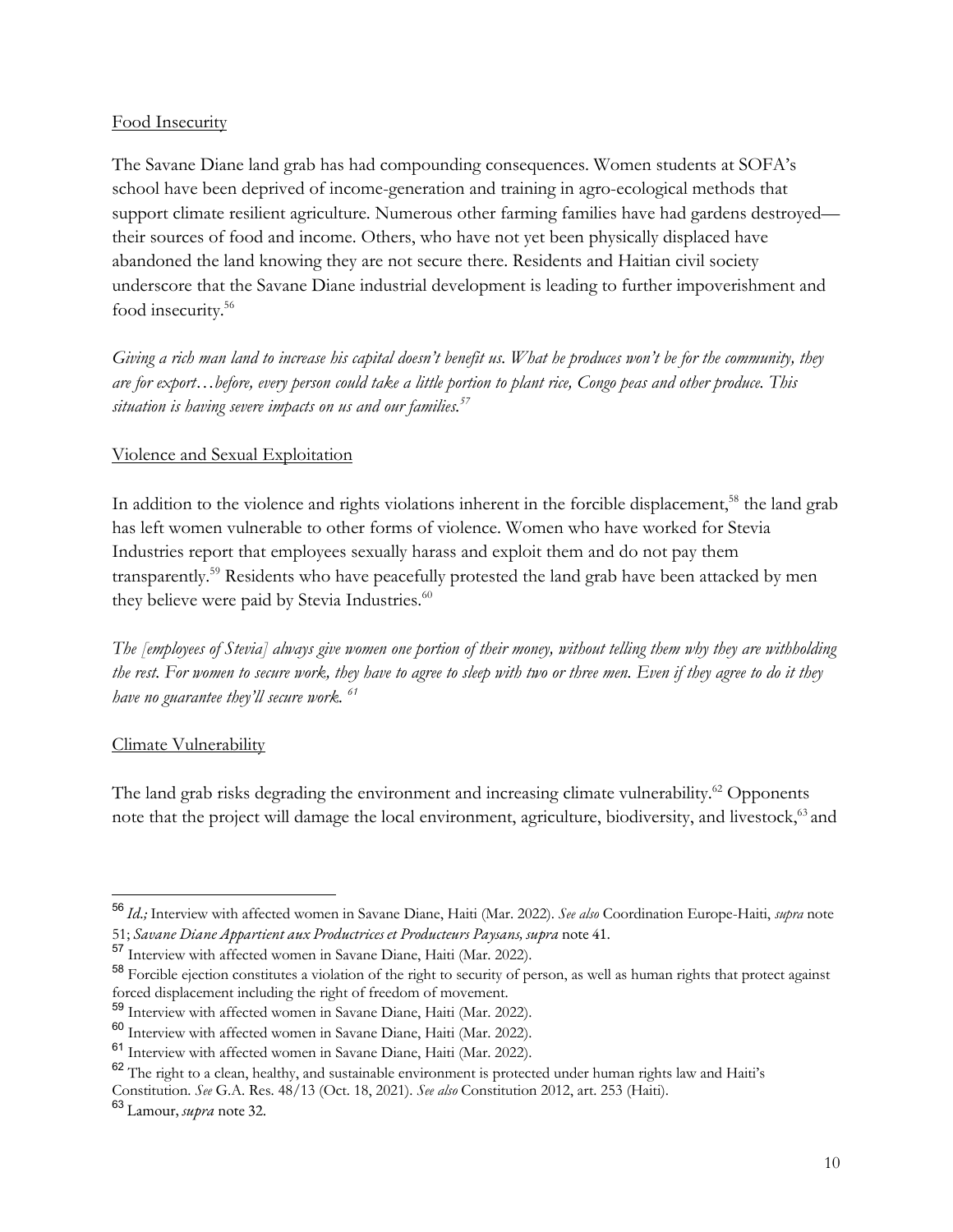Food Insecurity

The Savane Diane land grab has had compounding consequences. Women students at SOFA's school have been deprived of income-generation and training in agro-ecological methods that support climate resilient agriculture. Numerous other farming families have had gardens destroyed—their sources of food and income. Others, who have not yet been physically displaced have abandoned the land knowing they are not secure there. Residents and Haitian civil society underscore that the Savane Diane industrial development is leading to further impoverishment and food insecurity.[56]

*Giving a rich man land to increase his capital doesn't benefit us. What he produces won't be for the community, they are for export…before, every person could take a little portion to plant rice, Congo peas and other produce. This situation is having severe impacts on us and our families.*[57]

Violence and Sexual Exploitation

In addition to the violence and rights violations inherent in the forcible displacement,[58] the land grab has left women vulnerable to other forms of violence. Women who have worked for Stevia Industries report that employees sexually harass and exploit them and do not pay them transparently.[59] Residents who have peacefully protested the land grab have been attacked by men they believe were paid by Stevia Industries.[60]

*The [employees of Stevia] always give women one portion of their money, without telling them why they are withholding the rest. For women to secure work, they have to agree to sleep with two or three men. Even if they agree to do it they have no guarantee they'll secure work.*[61]

Climate Vulnerability

The land grab risks degrading the environment and increasing climate vulnerability.[62] Opponents note that the project will damage the local environment, agriculture, biodiversity, and livestock,[63] and

---

[56] *Id.;* Interview with affected women in Savane Diane, Haiti (Mar. 2022). *See also* Coordination Europe-Haiti, *supra* note 51; *Savane Diane Appartient aux Productrices et Producteurs Paysans, supra* note 41.

[57] Interview with affected women in Savane Diane, Haiti (Mar. 2022).

[58] Forcible ejection constitutes a violation of the right to security of person, as well as human rights that protect against forced displacement including the right of freedom of movement.

[59] Interview with affected women in Savane Diane, Haiti (Mar. 2022).

[60] Interview with affected women in Savane Diane, Haiti (Mar. 2022).

[61] Interview with affected women in Savane Diane, Haiti (Mar. 2022).

[62] The right to a clean, healthy, and sustainable environment is protected under human rights law and Haiti's Constitution. *See* G.A. Res. 48/13 (Oct. 18, 2021). *See also* Constitution 2012, art. 253 (Haiti).

[63] Lamour, *supra* note 32.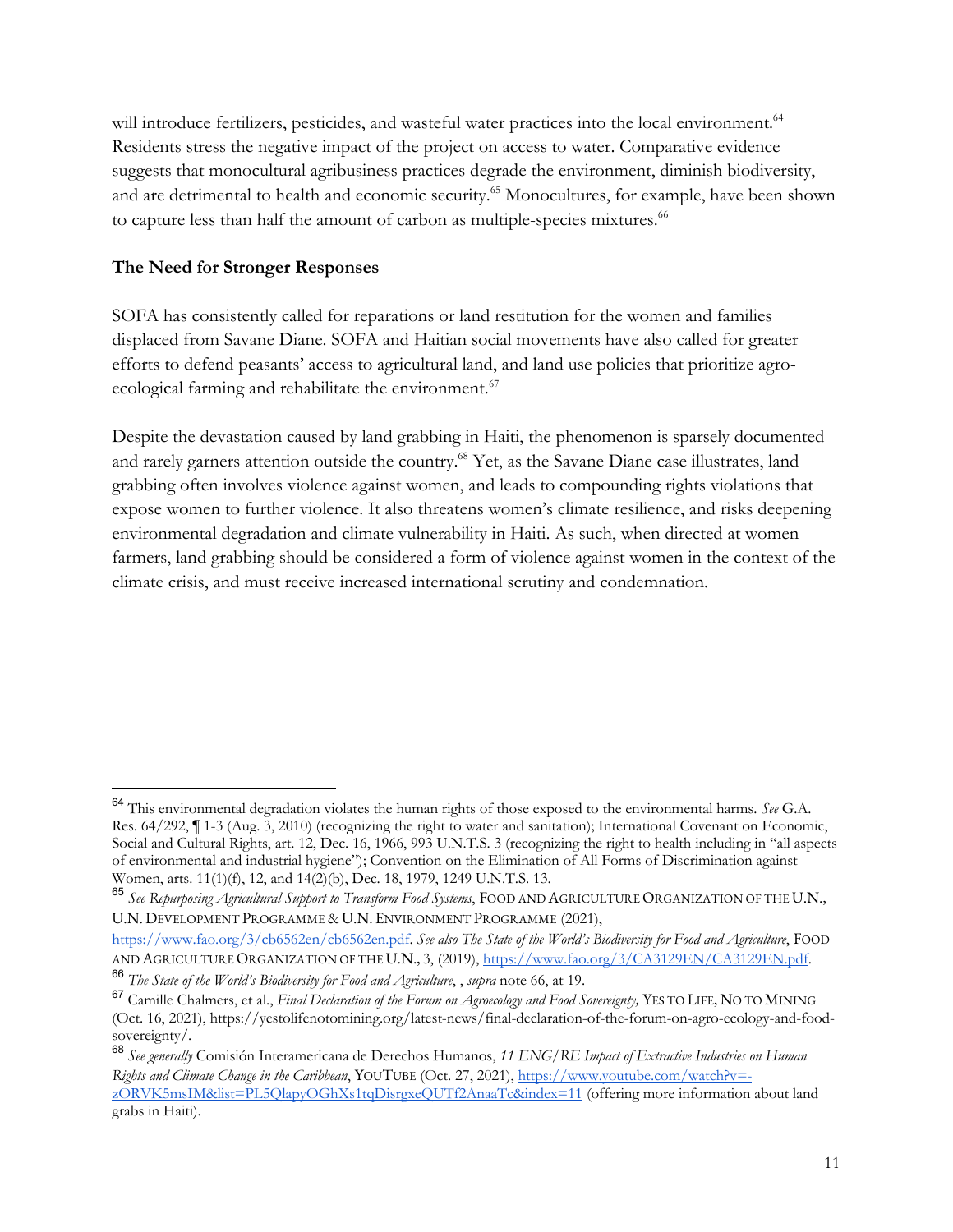will introduce fertilizers, pesticides, and wasteful water practices into the local environment.[64] Residents stress the negative impact of the project on access to water. Comparative evidence suggests that monocultural agribusiness practices degrade the environment, diminish biodiversity, and are detrimental to health and economic security.[65] Monocultures, for example, have been shown to capture less than half the amount of carbon as multiple-species mixtures.[66]

**The Need for Stronger Responses**

SOFA has consistently called for reparations or land restitution for the women and families displaced from Savane Diane. SOFA and Haitian social movements have also called for greater efforts to defend peasants' access to agricultural land, and land use policies that prioritize agro-ecological farming and rehabilitate the environment.[67]

Despite the devastation caused by land grabbing in Haiti, the phenomenon is sparsely documented and rarely garners attention outside the country.[68] Yet, as the Savane Diane case illustrates, land grabbing often involves violence against women, and leads to compounding rights violations that expose women to further violence. It also threatens women's climate resilience, and risks deepening environmental degradation and climate vulnerability in Haiti. As such, when directed at women farmers, land grabbing should be considered a form of violence against women in the context of the climate crisis, and must receive increased international scrutiny and condemnation.

---

[64] This environmental degradation violates the human rights of those exposed to the environmental harms. *See* G.A. Res. 64/292, ¶ 1-3 (Aug. 3, 2010) (recognizing the right to water and sanitation); International Covenant on Economic, Social and Cultural Rights, art. 12, Dec. 16, 1966, 993 U.N.T.S. 3 (recognizing the right to health including in "all aspects of environmental and industrial hygiene"); Convention on the Elimination of All Forms of Discrimination against Women, arts. 11(1)(f), 12, and 14(2)(b), Dec. 18, 1979, 1249 U.N.T.S. 13.

[65] *See Repurposing Agricultural Support to Transform Food Systems*, FOOD AND AGRICULTURE ORGANIZATION OF THE U.N., U.N. DEVELOPMENT PROGRAMME & U.N. ENVIRONMENT PROGRAMME (2021), https://www.fao.org/3/cb6562en/cb6562en.pdf. *See also The State of the World's Biodiversity for Food and Agriculture*, FOOD AND AGRICULTURE ORGANIZATION OF THE U.N., 3, (2019), https://www.fao.org/3/CA3129EN/CA3129EN.pdf.

[66] *The State of the World's Biodiversity for Food and Agriculture*, , *supra* note 66, at 19.

[67] Camille Chalmers, et al., *Final Declaration of the Forum on Agroecology and Food Sovereignty,* YES TO LIFE, NO TO MINING (Oct. 16, 2021), https://yestolifenotomining.org/latest-news/final-declaration-of-the-forum-on-agro-ecology-and-food-sovereignty/.

[68] *See generally* Comisión Interamericana de Derechos Humanos, *11 ENG/RE Impact of Extractive Industries on Human Rights and Climate Change in the Caribbean*, YOUTUBE (Oct. 27, 2021), https://www.youtube.com/watch?v=-zORVK5msIM&list=PL5QlapyOGhXs1tqDisrgxeQUTf2AnaaTc&index=11 (offering more information about land grabs in Haiti).